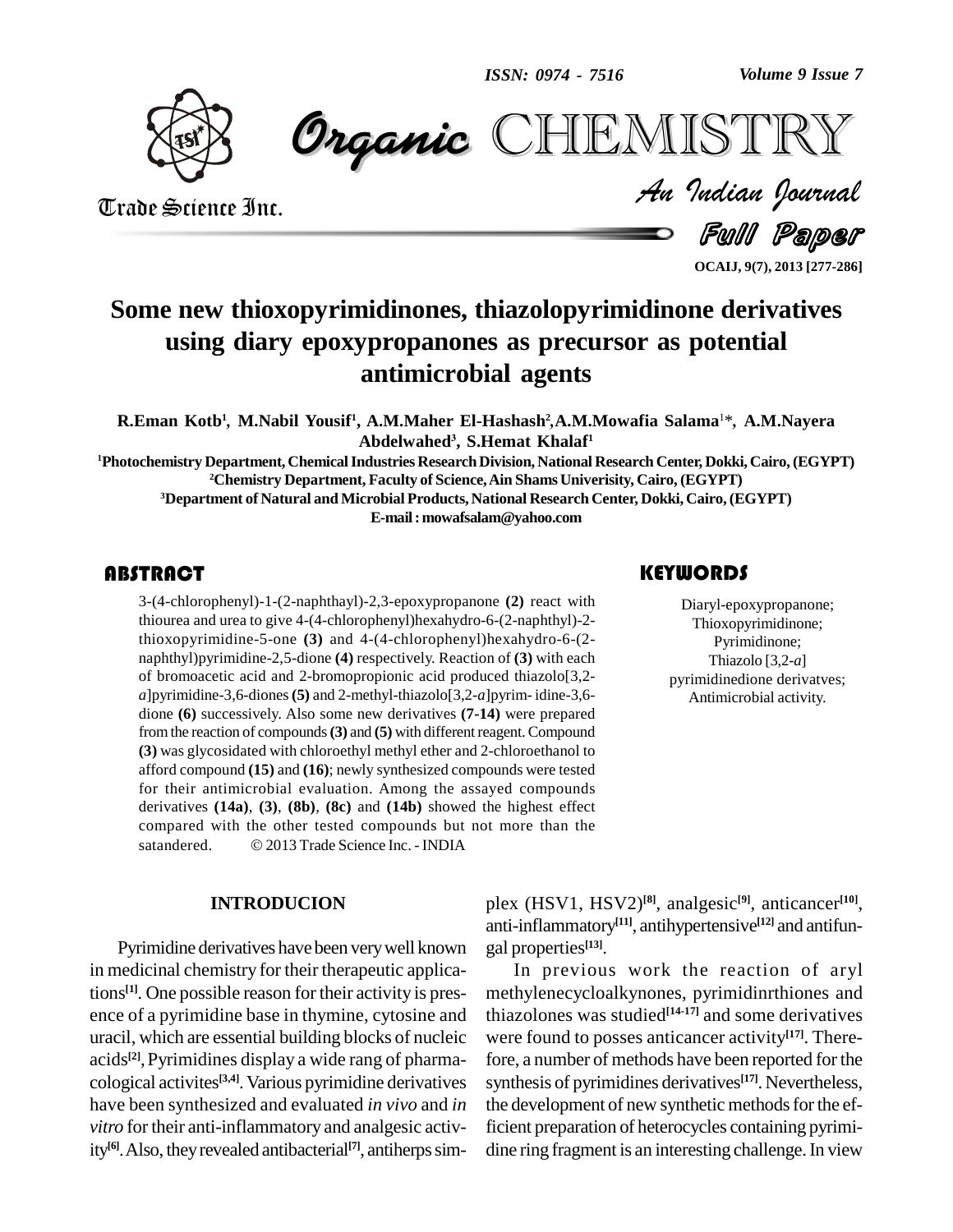# Some new thioxopyrimidinones, thiazolopyrimidinone derivatives using diary epoxypropanones as precursor as potential antimicrobial agents

**R.Eman Kotb[1], M.Nabil Yousif[1], A.M.Maher El-Hashash[2], A.M.Mowafia Salama[1]*, A.M.Nayera Abdelwahed[3], S.Hemat Khalaf[1]**

[1]Photochemistry Department, Chemical Industries Research Division, National Research Center, Dokki, Cairo, (EGYPT)
[2]Chemistry Department, Faculty of Science, Ain Shams Univerisity, Cairo, (EGYPT)
[3]Department of Natural and Microbial Products, National Research Center, Dokki, Cairo, (EGYPT)
E-mail : mowafsalam@yahoo.com

## ABSTRACT

3-(4-chlorophenyl)-1-(2-naphthayl)-2,3-epoxypropanone **(2)** react with thiourea and urea to give 4-(4-chlorophenyl)hexahydro-6-(2-naphthyl)-2-thioxopyrimidine-5-one **(3)** and 4-(4-chlorophenyl)hexahydro-6-(2-naphthyl)pyrimidine-2,5-dione **(4)** respectively. Reaction of **(3)** with each of bromoacetic acid and 2-bromopropionic acid produced thiazolo[3,2-*a*]pyrimidine-3,6-diones **(5)** and 2-methyl-thiazolo[3,2-*a*]pyrim- idine-3,6-dione **(6)** successively. Also some new derivatives **(7-14)** were prepared from the reaction of compounds **(3)** and **(5)** with different reagent. Compound **(3)** was glycosidated with chloroethyl methyl ether and 2-chloroethanol to afford compound **(15)** and **(16)**; newly synthesized compounds were tested for their antimicrobial evaluation. Among the assayed compounds derivatives **(14a)**, **(3)**, **(8b)**, **(8c)** and **(14b)** showed the highest effect compared with the other tested compounds but not more than the satandered. © 2013 Trade Science Inc. - INDIA

## KEYWORDS

Diaryl-epoxypropanone;
Thioxopyrimidinone;
Pyrimidinone;
Thiazolo [3,2-*a*] pyrimidinedione derivatves;
Antimicrobial activity.

## INTRODUCION

Pyrimidine derivatives have been very well known in medicinal chemistry for their therapeutic applications[1]. One possible reason for their activity is presence of a pyrimidine base in thymine, cytosine and uracil, which are essential building blocks of nucleic acids[2], Pyrimidines display a wide rang of pharmacological activites[3,4]. Various pyrimidine derivatives have been synthesized and evaluated *in vivo* and *in vitro* for their anti-inflammatory and analgesic activity[6]. Also, they revealed antibacterial[7], antiherps simplex (HSV1, HSV2)[8], analgesic[9], anticancer[10], anti-inflammatory[11], antihypertensive[12] and antifungal properties[13].

In previous work the reaction of aryl methylenecycloalkynones, pyrimidinrthiones and thiazolones was studied[14-17] and some derivatives were found to posses anticancer activity[17]. Therefore, a number of methods have been reported for the synthesis of pyrimidines derivatives[17]. Nevertheless, the development of new synthetic methods for the efficient preparation of heterocycles containing pyrimidine ring fragment is an interesting challenge. In view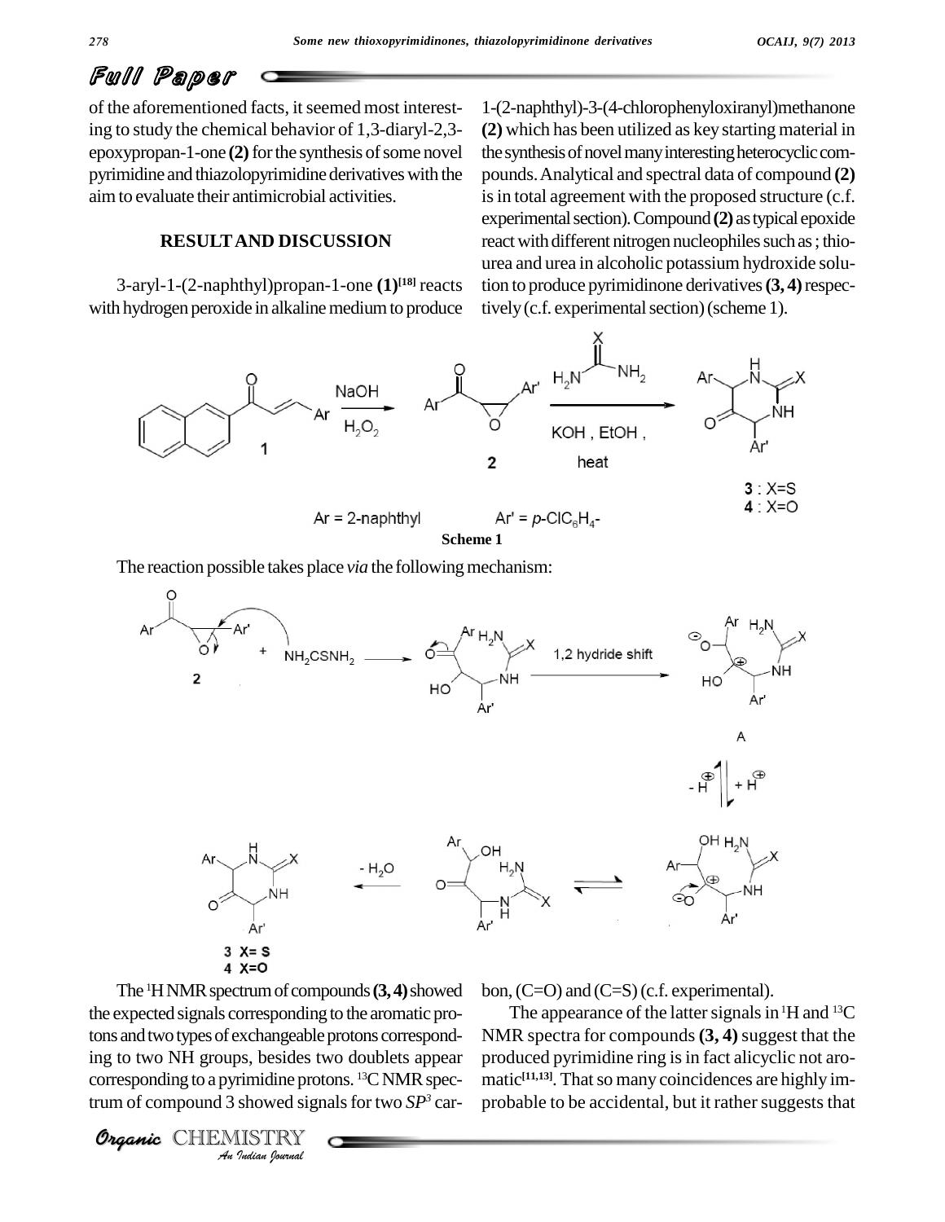of the aforementioned facts, it seemed most interesting to study the chemical behavior of 1,3-diaryl-2,3-epoxypropan-1-one **(2)** for the synthesis of some novel pyrimidine and thiazolopyrimidine derivatives with the aim to evaluate their antimicrobial activities.

## RESULT AND DISCUSSION

3-aryl-1-(2-naphthyl)propan-1-one **(1)**[18] reacts with hydrogen peroxide in alkaline medium to produce 1-(2-naphthyl)-3-(4-chlorophenyloxiranyl)methanone **(2)** which has been utilized as key starting material in the synthesis of novel many interesting heterocyclic compounds. Analytical and spectral data of compound **(2)** is in total agreement with the proposed structure (c.f. experimental section). Compound **(2)** as typical epoxide react with different nitrogen nucleophiles such as ; thiourea and urea in alcoholic potassium hydroxide solution to produce pyrimidinone derivatives **(3, 4)** respectively (c.f. experimental section) (scheme 1).

**Scheme 1**

The reaction possible takes place *via* the following mechanism:

The $^1$H NMR spectrum of compounds **(3, 4)** showed the expected signals corresponding to the aromatic protons and two types of exchangeable protons corresponding to two NH groups, besides two doublets appear corresponding to a pyrimidine protons. $^{13}$C NMR spectrum of compound 3 showed signals for two $SP^3$ carbon, (C=O) and (C=S) (c.f. experimental).

The appearance of the latter signals in $^1$H and $^{13}$C NMR spectra for compounds **(3, 4)** suggest that the produced pyrimidine ring is in fact alicyclic not aromatic[11,13]. That so many coincidences are highly improbable to be accidental, but it rather suggests that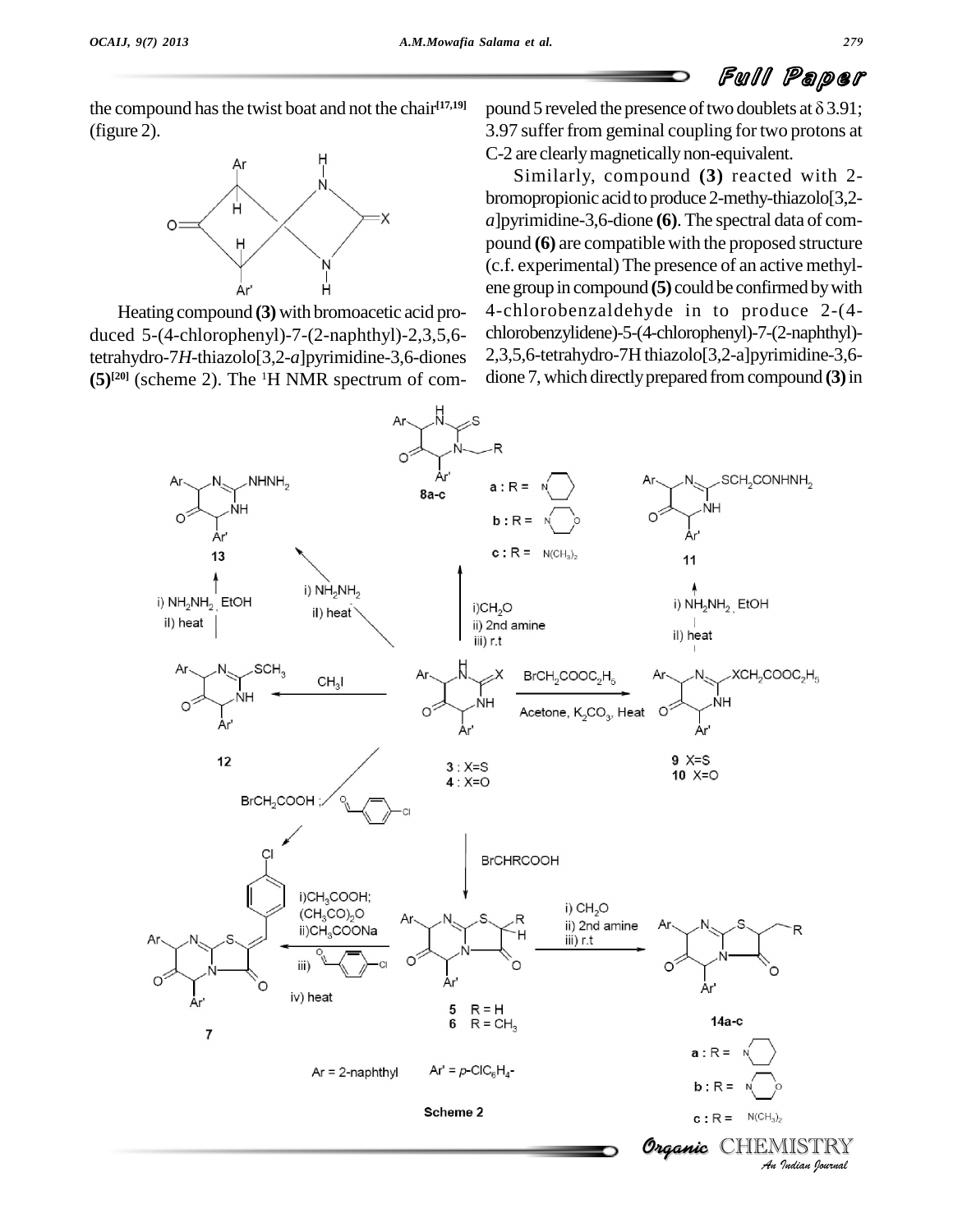the compound has the twist boat and not the chair[17,19] (figure 2).

Heating compound **(3)** with bromoacetic acid produced 5-(4-chlorophenyl)-7-(2-naphthyl)-2,3,5,6-tetrahydro-7*H*-thiazolo[3,2-*a*]pyrimidine-3,6-diones **(5)**[20] (scheme 2). The $^{1}$H NMR spectrum of compound 5 reveled the presence of two doublets at $\delta$ 3.91; 3.97 suffer from geminal coupling for two protons at C-2 are clearly magnetically non-equivalent.

Similarly, compound **(3)** reacted with 2-bromopropionic acid to produce 2-methy-thiazolo[3,2-*a*]pyrimidine-3,6-dione **(6)**. The spectral data of compound **(6)** are compatible with the proposed structure (c.f. experimental) The presence of an active methylene group in compound **(5)** could be confirmed by with 4-chlorobenzaldehyde in to produce 2-(4-chlorobenzylidene)-5-(4-chlorophenyl)-7-(2-naphthyl)-2,3,5,6-tetrahydro-7H thiazolo[3,2-a]pyrimidine-3,6-dione 7, which directly prepared from compound **(3)** in

Scheme 2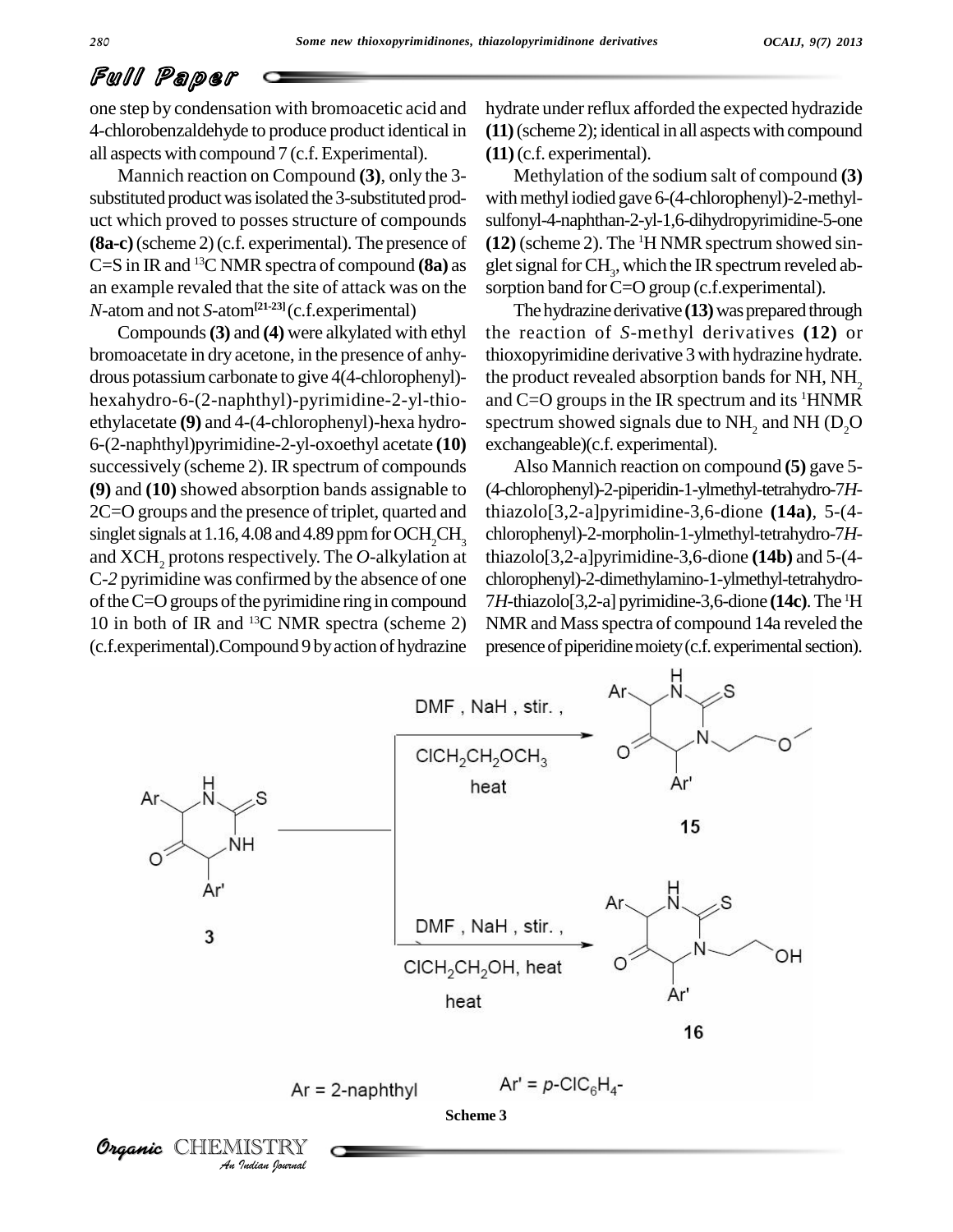one step by condensation with bromoacetic acid and 4-chlorobenzaldehyde to produce product identical in all aspects with compound 7 (c.f. Experimental).

Mannich reaction on Compound **(3)**, only the 3-substituted product was isolated the 3-substituted product which proved to posses structure of compounds **(8a-c)** (scheme 2) (c.f. experimental). The presence of C=S in IR and $^{13}$C NMR spectra of compound **(8a)** as an example revaled that the site of attack was on the *N*-atom and not *S*-atom[21-23] (c.f.experimental)

Compounds **(3)** and **(4)** were alkylated with ethyl bromoacetate in dry acetone, in the presence of anhydrous potassium carbonate to give 4(4-chlorophenyl)-hexahydro-6-(2-naphthyl)-pyrimidine-2-yl-thioethylacetate **(9)** and 4-(4-chlorophenyl)-hexa hydro-6-(2-naphthyl)pyrimidine-2-yl-oxoethyl acetate **(10)** successively (scheme 2). IR spectrum of compounds **(9)** and **(10)** showed absorption bands assignable to 2C=O groups and the presence of triplet, quarted and singlet signals at 1.16, 4.08 and 4.89 ppm for $OCH_2CH_3$ and $XCH_2$ protons respectively. The *O*-alkylation at C-*2* pyrimidine was confirmed by the absence of one of the C=O groups of the pyrimidine ring in compound 10 in both of IR and $^{13}$C NMR spectra (scheme 2) (c.f.experimental).Compound 9 by action of hydrazine hydrate under reflux afforded the expected hydrazide **(11)** (scheme 2); identical in all aspects with compound **(11)** (c.f. experimental).

Methylation of the sodium salt of compound **(3)** with methyl iodied gave 6-(4-chlorophenyl)-2-methyl-sulfonyl-4-naphthan-2-yl-1,6-dihydropyrimidine-5-one **(12)** (scheme 2). The $^1$H NMR spectrum showed singlet signal for $CH_3$, which the IR spectrum reveled absorption band for C=O group (c.f.experimental).

The hydrazine derivative **(13)** was prepared through the reaction of *S*-methyl derivatives **(12)** or thioxopyrimidine derivative 3 with hydrazine hydrate. the product revealed absorption bands for NH, $NH_2$ and C=O groups in the IR spectrum and its $^1$HNMR spectrum showed signals due to $NH_2$ and NH ($D_2O$ exchangeable)(c.f. experimental).

Also Mannich reaction on compound **(5)** gave 5-(4-chlorophenyl)-2-piperidin-1-ylmethyl-tetrahydro-7*H*-thiazolo[3,2-a]pyrimidine-3,6-dione **(14a)**, 5-(4-chlorophenyl)-2-morpholin-1-ylmethyl-tetrahydro-7*H*-thiazolo[3,2-a]pyrimidine-3,6-dione **(14b)** and 5-(4-chlorophenyl)-2-dimethylamino-1-ylmethyl-tetrahydro-7*H*-thiazolo[3,2-a] pyrimidine-3,6-dione **(14c)**. The $^1$H NMR and Mass spectra of compound 14a reveled the presence of piperidine moiety (c.f. experimental section).

DMF , NaH , stir. , $ClCH_2CH_2OCH_3$ heat → 15

DMF , NaH , stir. , $ClCH_2CH_2OH$, heat heat → 16

Ar = 2-naphthyl    Ar' = *p*-$ClC_6H_4$-

**Scheme 3**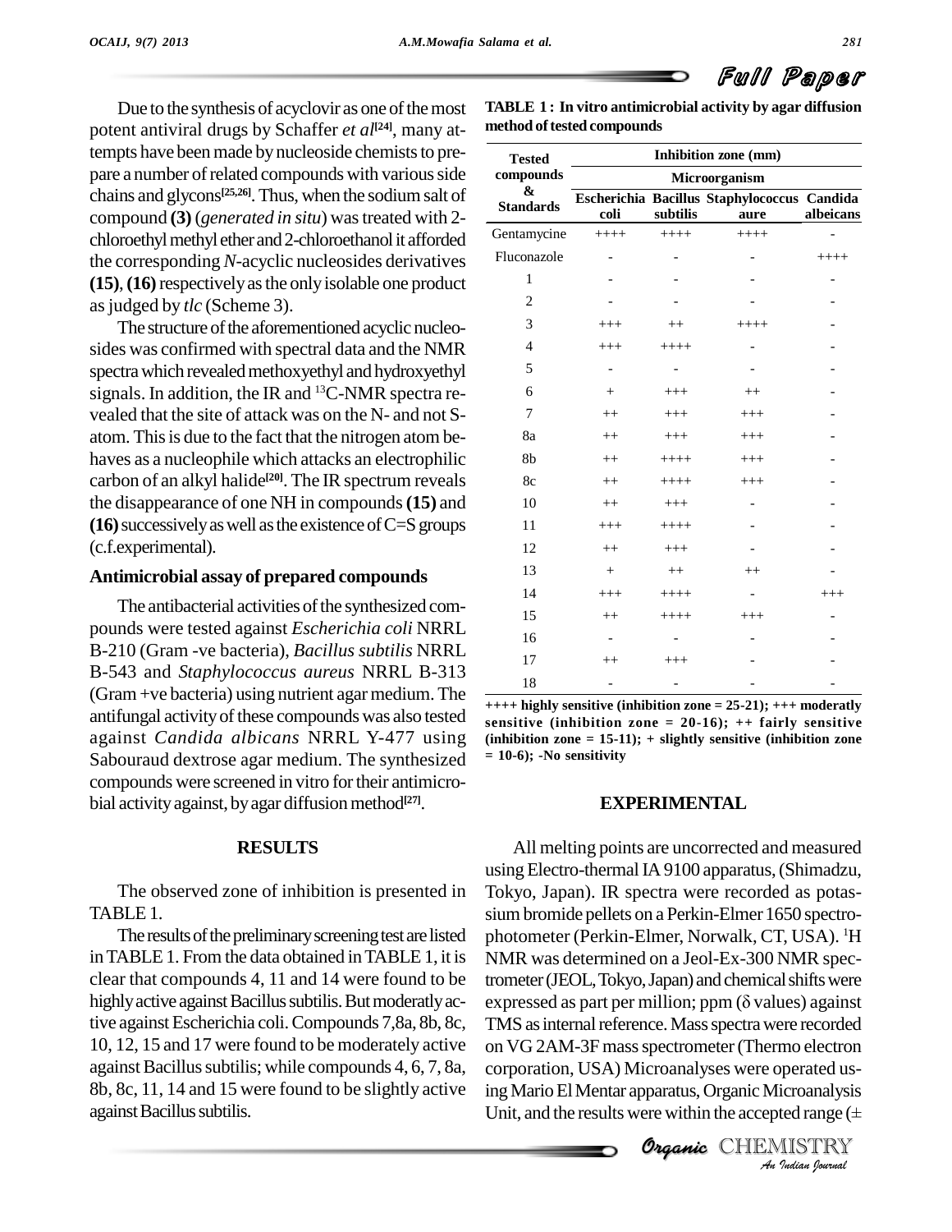Due to the synthesis of acyclovir as one of the most potent antiviral drugs by Schaffer *et al*[24], many attempts have been made by nucleoside chemists to prepare a number of related compounds with various side chains and glycons[25,26]. Thus, when the sodium salt of compound **(3)** (*generated in situ*) was treated with 2-chloroethyl methyl ether and 2-chloroethanol it afforded the corresponding *N*-acyclic nucleosides derivatives **(15)**, **(16)** respectively as the only isolable one product as judged by *tlc* (Scheme 3).

The structure of the aforementioned acyclic nucleosides was confirmed with spectral data and the NMR spectra which revealed methoxyethyl and hydroxyethyl signals. In addition, the IR and $^{13}$C-NMR spectra revealed that the site of attack was on the N- and not S-atom. This is due to the fact that the nitrogen atom behaves as a nucleophile which attacks an electrophilic carbon of an alkyl halide[20]. The IR spectrum reveals the disappearance of one NH in compounds **(15)** and **(16)** successively as well as the existence of C=S groups (c.f.experimental).

## Antimicrobial assay of prepared compounds

The antibacterial activities of the synthesized compounds were tested against *Escherichia coli* NRRL B-210 (Gram -ve bacteria), *Bacillus subtilis* NRRL B-543 and *Staphylococcus aureus* NRRL B-313 (Gram +ve bacteria) using nutrient agar medium. The antifungal activity of these compounds was also tested against *Candida albicans* NRRL Y-477 using Sabouraud dextrose agar medium. The synthesized compounds were screened in vitro for their antimicrobial activity against, by agar diffusion method[27].

## RESULTS

The observed zone of inhibition is presented in TABLE 1.

The results of the preliminary screening test are listed in TABLE 1. From the data obtained in TABLE 1, it is clear that compounds 4, 11 and 14 were found to be highly active against Bacillus subtilis. But moderately active against Escherichia coli. Compounds 7,8a, 8b, 8c, 10, 12, 15 and 17 were found to be moderately active against Bacillus subtilis; while compounds 4, 6, 7, 8a, 8b, 8c, 11, 14 and 15 were found to be slightly active against Bacillus subtilis.

**TABLE 1 : In vitro antimicrobial activity by agar diffusion method of tested compounds**

| Tested compounds & Standards | Inhibition zone (mm) | | | |
|---|---|---|---|---|
| | Microorganism | | | |
| | Escherichia coli | Bacillus subtilis | Staphylococcus aure | Candida albeicans |
| Gentamycine | ++++ | ++++ | ++++ | - |
| Fluconazole | - | - | - | ++++ |
| 1 | - | - | - | - |
| 2 | - | - | - | - |
| 3 | +++ | ++ | ++++ | - |
| 4 | +++ | ++++ | - | - |
| 5 | - | - | - | - |
| 6 | + | +++ | ++ | - |
| 7 | ++ | +++ | +++ | - |
| 8a | ++ | +++ | +++ | - |
| 8b | ++ | ++++ | +++ | - |
| 8c | ++ | ++++ | +++ | - |
| 10 | ++ | +++ | - | - |
| 11 | +++ | ++++ | - | - |
| 12 | ++ | +++ | - | - |
| 13 | + | ++ | ++ | - |
| 14 | +++ | ++++ | - | +++ |
| 15 | ++ | ++++ | +++ | - |
| 16 | - | - | - | - |
| 17 | ++ | +++ | - | - |
| 18 | - | - | - | - |

**++++ highly sensitive (inhibition zone = 25-21); +++ moderately sensitive (inhibition zone = 20-16); ++ fairly sensitive (inhibition zone = 15-11); + slightly sensitive (inhibition zone = 10-6); -No sensitivity**

## EXPERIMENTAL

All melting points are uncorrected and measured using Electro-thermal IA 9100 apparatus, (Shimadzu, Tokyo, Japan). IR spectra were recorded as potassium bromide pellets on a Perkin-Elmer 1650 spectrophotometer (Perkin-Elmer, Norwalk, CT, USA). $^{1}$H NMR was determined on a Jeol-Ex-300 NMR spectrometer (JEOL, Tokyo, Japan) and chemical shifts were expressed as part per million; ppm ($\delta$ values) against TMS as internal reference. Mass spectra were recorded on VG 2AM-3F mass spectrometer (Thermo electron corporation, USA) Microanalyses were operated using Mario El Mentar apparatus, Organic Microanalysis Unit, and the results were within the accepted range ($\pm$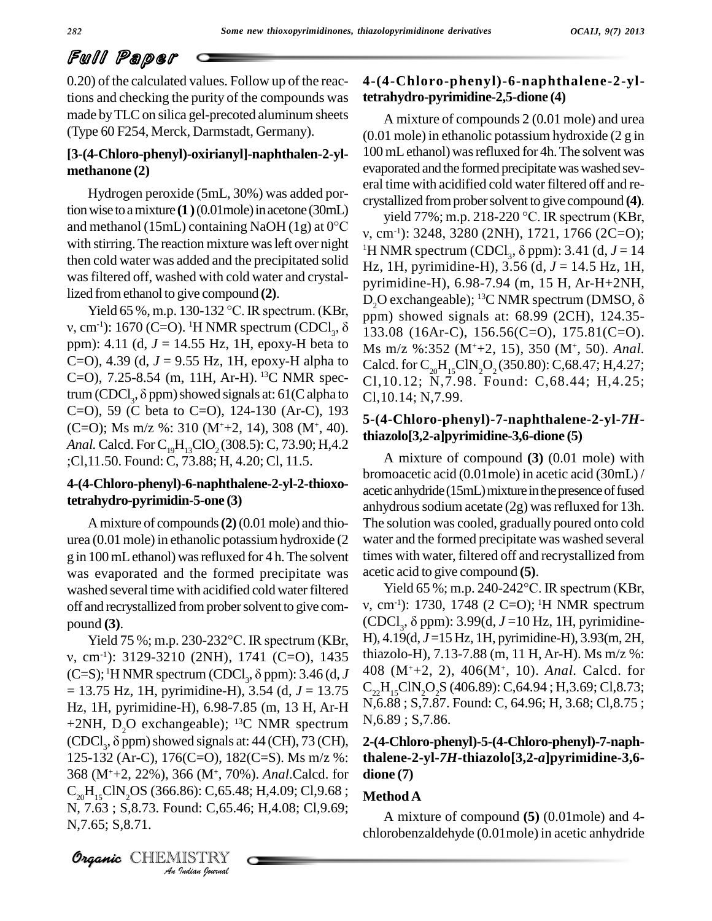0.20) of the calculated values. Follow up of the reactions and checking the purity of the compounds was made by TLC on silica gel-precoted aluminum sheets (Type 60 F254, Merck, Darmstadt, Germany).

### [3-(4-Chloro-phenyl)-oxirianyl]-naphthalen-2-yl-methanone (2)

Hydrogen peroxide (5mL, 30%) was added portion wise to a mixture **(1)** (0.01mole) in acetone (30mL) and methanol (15mL) containing NaOH (1g) at 0°C with stirring. The reaction mixture was left over night then cold water was added and the precipitated solid was filtered off, washed with cold water and crystallized from ethanol to give compound **(2)**.

Yield 65 %, m.p. 130-132 °C. IR spectrum. (KBr, ν, $cm^{-1}$): 1670 (C=O). $^1$H NMR spectrum ($CDCl_3$, δ ppm): 4.11 (d, *J* = 14.55 Hz, 1H, epoxy-H beta to C=O), 4.39 (d, *J* = 9.55 Hz, 1H, epoxy-H alpha to C=O), 7.25-8.54 (m, 11H, Ar-H). $^{13}$C NMR spectrum ($CDCl_3$, δ ppm) showed signals at: 61(C alpha to C=O), 59 (C beta to C=O), 124-130 (Ar-C), 193 (C=O); Ms m/z %: 310 ($M^+$+2, 14), 308 ($M^+$, 40). *Anal.* Calcd. For $C_{19}H_{13}ClO_2$ (308.5): C, 73.90; H,4.2 ;Cl,11.50. Found: C, 73.88; H, 4.20; Cl, 11.5.

### 4-(4-Chloro-phenyl)-6-naphthalene-2-yl-2-thioxo-tetrahydro-pyrimidin-5-one (3)

A mixture of compounds **(2)** (0.01 mole) and thiourea (0.01 mole) in ethanolic potassium hydroxide (2 g in 100 mL ethanol) was refluxed for 4 h. The solvent was evaporated and the formed precipitate was washed several time with acidified cold water filtered off and recrystallized from prober solvent to give compound **(3)**.

Yield 75 %; m.p. 230-232°C. IR spectrum (KBr, ν, $cm^{-1}$): 3129-3210 (2NH), 1741 (C=O), 1435 (C=S); $^1$H NMR spectrum ($CDCl_3$, δ ppm): 3.46 (d, *J* = 13.75 Hz, 1H, pyrimidine-H), 3.54 (d, *J* = 13.75 Hz, 1H, pyrimidine-H), 6.98-7.85 (m, 13 H, Ar-H +2NH, $D_2O$ exchangeable); $^{13}$C NMR spectrum ($CDCl_3$, δ ppm) showed signals at: 44 (CH), 73 (CH), 125-132 (Ar-C), 176(C=O), 182(C=S). Ms m/z %: 368 ($M^+$+2, 22%), 366 ($M^+$, 70%). *Anal.*Calcd. for $C_{20}H_{15}ClN_2OS$ (366.86): C,65.48; H,4.09; Cl,9.68 ; N, 7.63 ; S,8.73. Found: C,65.46; H,4.08; Cl,9.69; N,7.65; S,8.71.

### 4-(4-Chloro-phenyl)-6-naphthalene-2-yl-tetrahydro-pyrimidine-2,5-dione (4)

A mixture of compounds 2 (0.01 mole) and urea (0.01 mole) in ethanolic potassium hydroxide (2 g in 100 mL ethanol) was refluxed for 4h. The solvent was evaporated and the formed precipitate was washed several time with acidified cold water filtered off and recrystallized from prober solvent to give compound **(4)**.

yield 77%; m.p. 218-220 °C. IR spectrum (KBr, ν, $cm^{-1}$): 3248, 3280 (2NH), 1721, 1766 (2C=O); $^1$H NMR spectrum ($CDCl_3$, δ ppm): 3.41 (d, *J* = 14 Hz, 1H, pyrimidine-H), 3.56 (d, *J* = 14.5 Hz, 1H, pyrimidine-H), 6.98-7.94 (m, 15 H, Ar-H+2NH, $D_2O$ exchangeable); $^{13}$C NMR spectrum (DMSO, δ ppm) showed signals at: 68.99 (2CH), 124.35-133.08 (16Ar-C), 156.56(C=O), 175.81(C=O). Ms m/z %:352 ($M^+$+2, 15), 350 ($M^+$, 50). *Anal.* Calcd. for $C_{20}H_{15}ClN_2O_2$ (350.80): C,68.47; H,4.27; Cl,10.12; N,7.98. Found: C,68.44; H,4.25; Cl,10.14; N,7.99.

### 5-(4-Chloro-phenyl)-7-naphthalene-2-yl-*7H*-thiazolo[3,2-a]pyrimidine-3,6-dione (5)

A mixture of compound **(3)** (0.01 mole) with bromoacetic acid (0.01mole) in acetic acid (30mL) / acetic anhydride (15mL) mixture in the presence of fused anhydrous sodium acetate (2g) was refluxed for 13h. The solution was cooled, gradually poured onto cold water and the formed precipitate was washed several times with water, filtered off and recrystallized from acetic acid to give compound **(5)**.

Yield 65 %; m.p. 240-242°C. IR spectrum (KBr, ν, $cm^{-1}$): 1730, 1748 (2 C=O); $^1$H NMR spectrum ($CDCl_3$, δ ppm): 3.99(d, *J* =10 Hz, 1H, pyrimidine-H), 4.19(d, *J* =15 Hz, 1H, pyrimidine-H), 3.93(m, 2H, thiazolo-H), 7.13-7.88 (m, 11 H, Ar-H). Ms m/z %: 408 ($M^+$+2, 2), 406($M^+$, 10). *Anal.* Calcd. for $C_{22}H_{15}ClN_2O_2S$ (406.89): C,64.94 ; H,3.69; Cl,8.73; N,6.88 ; S,7.87. Found: C, 64.96; H, 3.68; Cl,8.75 ; N,6.89 ; S,7.86.

### 2-(4-Chloro-phenyl)-5-(4-Chloro-phenyl)-7-naphthalene-2-yl-*7H*-thiazolo[3,2-*a*]pyrimidine-3,6-dione (7)

#### Method A

A mixture of compound **(5)** (0.01mole) and 4-chlorobenzaldehyde (0.01mole) in acetic anhydride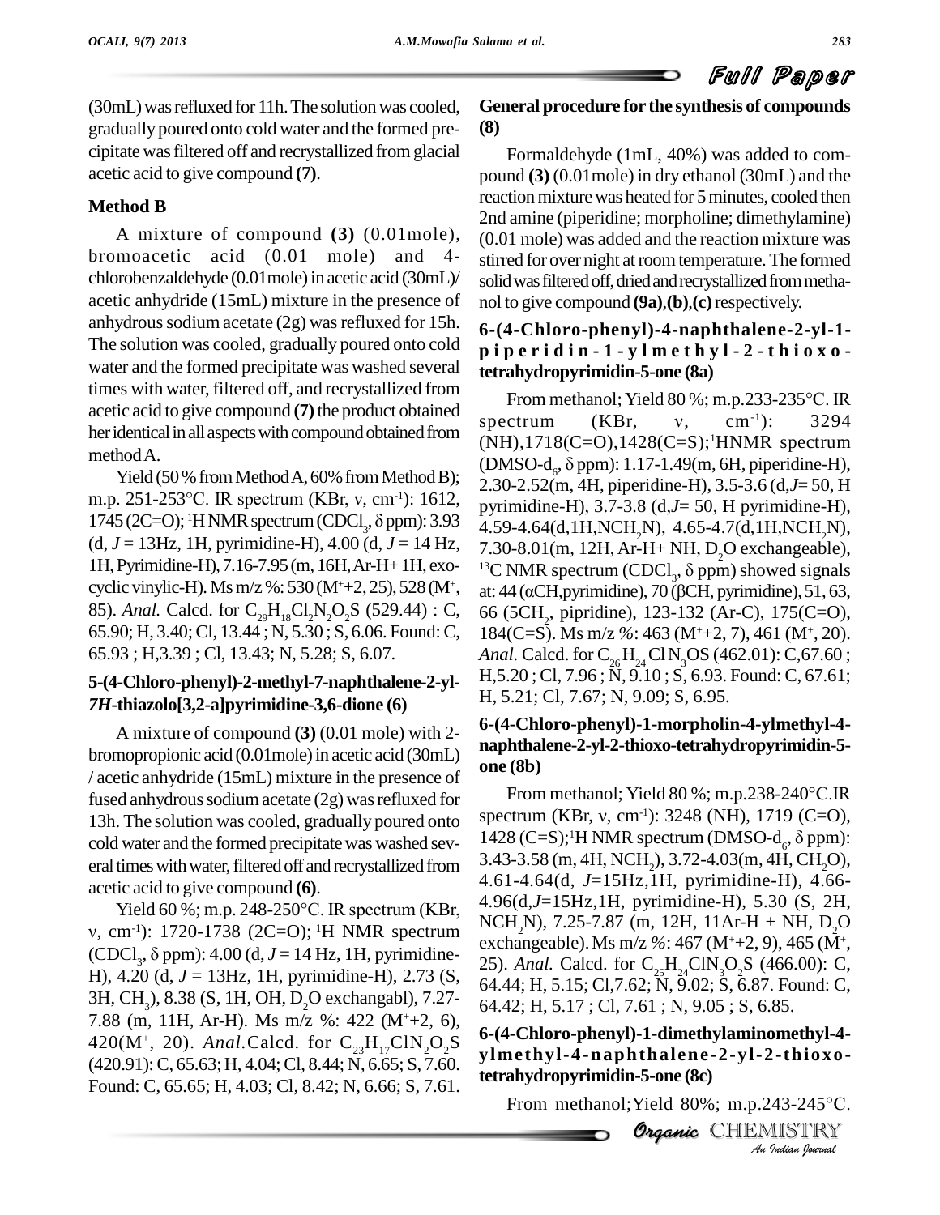(30mL) was refluxed for 11h. The solution was cooled, gradually poured onto cold water and the formed precipitate was filtered off and recrystallized from glacial acetic acid to give compound **(7)**.

### Method B

A mixture of compound **(3)** (0.01mole), bromoacetic acid (0.01 mole) and 4-chlorobenzaldehyde (0.01mole) in acetic acid (30mL)/ acetic anhydride (15mL) mixture in the presence of anhydrous sodium acetate (2g) was refluxed for 15h. The solution was cooled, gradually poured onto cold water and the formed precipitate was washed several times with water, filtered off, and recrystallized from acetic acid to give compound **(7)** the product obtained her identical in all aspects with compound obtained from method A.

Yield (50 % from Method A, 60% from Method B); m.p. 251-253°C. IR spectrum (KBr, ν, cm$^{-1}$): 1612, 1745 (2C=O); $^1$H NMR spectrum ($CDCl_3$, δ ppm): 3.93 (d, *J* = 13Hz, 1H, pyrimidine-H), 4.00 (d, *J* = 14 Hz, 1H, Pyrimidine-H), 7.16-7.95 (m, 16H, Ar-H+ 1H, exocyclic vinylic-H). Ms m/z %: 530 ($M^+$+2, 25), 528 ($M^+$, 85). *Anal.* Calcd. for $C_{29}H_{18}Cl_2N_2O_2S$ (529.44) : C, 65.90; H, 3.40; Cl, 13.44 ; N, 5.30 ; S, 6.06. Found: C, 65.93 ; H,3.39 ; Cl, 13.43; N, 5.28; S, 6.07.

### 5-(4-Chloro-phenyl)-2-methyl-7-naphthalene-2-yl-*7H*-thiazolo[3,2-a]pyrimidine-3,6-dione (6)

A mixture of compound **(3)** (0.01 mole) with 2-bromopropionic acid (0.01mole) in acetic acid (30mL) / acetic anhydride (15mL) mixture in the presence of fused anhydrous sodium acetate (2g) was refluxed for 13h. The solution was cooled, gradually poured onto cold water and the formed precipitate was washed several times with water, filtered off and recrystallized from acetic acid to give compound **(6)**.

Yield 60 %; m.p. 248-250°C. IR spectrum (KBr, ν, cm$^{-1}$): 1720-1738 (2C=O); $^1$H NMR spectrum ($CDCl_3$, δ ppm): 4.00 (d, *J* = 14 Hz, 1H, pyrimidine-H), 4.20 (d, *J* = 13Hz, 1H, pyrimidine-H), 2.73 (S, 3H, $CH_3$), 8.38 (S, 1H, OH, $D_2O$ exchangabl), 7.27-7.88 (m, 11H, Ar-H). Ms m/z %: 422 ($M^+$+2, 6), 420($M^+$, 20). *Anal.*Calcd. for $C_{23}H_{17}ClN_2O_2S$ (420.91): C, 65.63; H, 4.04; Cl, 8.44; N, 6.65; S, 7.60. Found: C, 65.65; H, 4.03; Cl, 8.42; N, 6.66; S, 7.61.

### General procedure for the synthesis of compounds (8)

Formaldehyde (1mL, 40%) was added to compound **(3)** (0.01mole) in dry ethanol (30mL) and the reaction mixture was heated for 5 minutes, cooled then 2nd amine (piperidine; morpholine; dimethylamine) (0.01 mole) was added and the reaction mixture was stirred for over night at room temperature. The formed solid was filtered off, dried and recrystallized from methanol to give compound **(9a)**,**(b)**,**(c)** respectively.

### 6-(4-Chloro-phenyl)-4-naphthalene-2-yl-1-piperidin-1-ylmethyl-2-thioxo-tetrahydropyrimidin-5-one (8a)

From methanol; Yield 80 %; m.p.233-235°C. IR spectrum (KBr, ν, cm$^{-1}$): 3294 (NH),1718(C=O),1428(C=S);$^1$HNMR spectrum (DMSO-$d_6$, δ ppm): 1.17-1.49(m, 6H, piperidine-H), 2.30-2.52(m, 4H, piperidine-H), 3.5-3.6 (d,*J*= 50, H pyrimidine-H), 3.7-3.8 (d,*J*= 50, H pyrimidine-H), 4.59-4.64(d,1H,$NCH_2N$), 4.65-4.7(d,1H,$NCH_2N$), 7.30-8.01(m, 12H, Ar-H+ NH, $D_2O$ exchangeable), $^{13}$C NMR spectrum ($CDCl_3$, δ ppm) showed signals at: 44 (αCH,pyrimidine), 70 (βCH, pyrimidine), 51, 63, 66 (5$CH_2$, pipridine), 123-132 (Ar-C), 175(C=O), 184(C=S). Ms m/z %: 463 ($M^+$+2, 7), 461 ($M^+$, 20). *Anal.* Calcd. for $C_{26}H_{24}ClN_3OS$ (462.01): C,67.60 ; H,5.20 ; Cl, 7.96 ; N, 9.10 ; S, 6.93. Found: C, 67.61; H, 5.21; Cl, 7.67; N, 9.09; S, 6.95.

### 6-(4-Chloro-phenyl)-1-morpholin-4-ylmethyl-4-naphthalene-2-yl-2-thioxo-tetrahydropyrimidin-5-one (8b)

From methanol; Yield 80 %; m.p.238-240°C.IR spectrum (KBr, ν, cm$^{-1}$): 3248 (NH), 1719 (C=O), 1428 (C=S);$^1$H NMR spectrum (DMSO-$d_6$, δ ppm): 3.43-3.58 (m, 4H, $NCH_2$), 3.72-4.03(m, 4H, $CH_2O$), 4.61-4.64(d, *J*=15Hz,1H, pyrimidine-H), 4.66-4.96(d,*J*=15Hz,1H, pyrimidine-H), 5.30 (S, 2H, $NCH_2N$), 7.25-7.87 (m, 12H, 11Ar-H + NH, $D_2O$ exchangeable). Ms m/z %: 467 ($M^+$+2, 9), 465 ($M^+$, 25). *Anal.* Calcd. for $C_{25}H_{24}ClN_3O_2S$ (466.00): C, 64.44; H, 5.15; Cl,7.62; N, 9.02; S, 6.87. Found: C, 64.42; H, 5.17 ; Cl, 7.61 ; N, 9.05 ; S, 6.85.

### 6-(4-Chloro-phenyl)-1-dimethylaminomethyl-4-ylmethyl-4-naphthalene-2-yl-2-thioxo-tetrahydropyrimidin-5-one (8c)

From methanol;Yield 80%; m.p.243-245°C.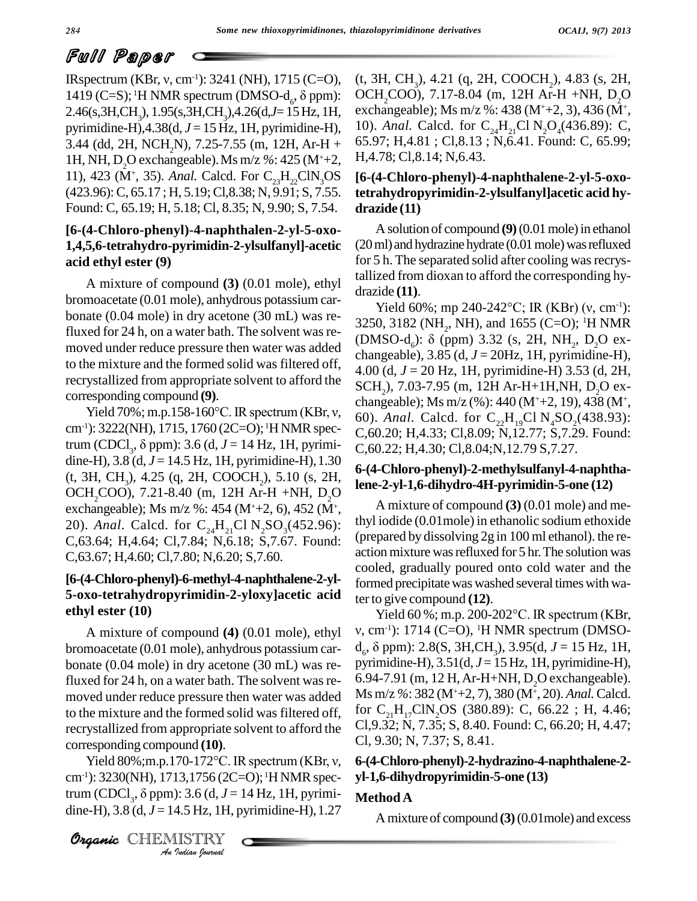IRspectrum (KBr, ν, cm$^{-1}$): 3241 (NH), 1715 (C=O), 1419 (C=S); $^{1}$H NMR spectrum (DMSO-d$_6$, δ ppm): 2.46(s,3H,CH$_3$), 1.95(s,3H,CH$_3$),4.26(d,$J$= 15 Hz, 1H, pyrimidine-H),4.38(d, $J$ = 15 Hz, 1H, pyrimidine-H), 3.44 (dd, 2H, NCH$_2$N), 7.25-7.55 (m, 12H, Ar-H + 1H, NH, D$_2$O exchangeable). Ms m/z %: 425 (M$^+$+2, 11), 423 (M$^+$, 35). *Anal.* Calcd. For $C_{23}H_{22}ClN_3OS$ (423.96): C, 65.17 ; H, 5.19; Cl,8.38; N, 9.91; S, 7.55. Found: C, 65.19; H, 5.18; Cl, 8.35; N, 9.90; S, 7.54.

### [6-(4-Chloro-phenyl)-4-naphthalen-2-yl-5-oxo-1,4,5,6-tetrahydro-pyrimidin-2-ylsulfanyl]-acetic acid ethyl ester (9)

A mixture of compound **(3)** (0.01 mole), ethyl bromoacetate (0.01 mole), anhydrous potassium carbonate (0.04 mole) in dry acetone (30 mL) was refluxed for 24 h, on a water bath. The solvent was removed under reduce pressure then water was added to the mixture and the formed solid was filtered off, recrystallized from appropriate solvent to afford the corresponding compound **(9)**.

Yield 70%; m.p.158-160°C. IR spectrum (KBr, ν, cm$^{-1}$): 3222(NH), 1715, 1760 (2C=O); $^{1}$H NMR spectrum (CDCl$_3$, δ ppm): 3.6 (d, $J$ = 14 Hz, 1H, pyrimidine-H), 3.8 (d, $J$ = 14.5 Hz, 1H, pyrimidine-H), 1.30 (t, 3H, CH$_3$), 4.25 (q, 2H, COOCH$_2$), 5.10 (s, 2H, OCH$_2$COO), 7.21-8.40 (m, 12H Ar-H +NH, D$_2$O exchangeable); Ms m/z %: 454 (M$^+$+2, 6), 452 (M$^+$, 20). *Anal*. Calcd. for $C_{24}H_{21}Cl\,N_2SO_3$(452.96): C,63.64; H,4.64; Cl,7.84; N,6.18; S,7.67. Found: C,63.67; H,4.60; Cl,7.80; N,6.20; S,7.60.

### [6-(4-Chloro-phenyl)-6-methyl-4-naphthalene-2-yl-5-oxo-tetrahydropyrimidin-2-yloxy]acetic acid ethyl ester (10)

A mixture of compound **(4)** (0.01 mole), ethyl bromoacetate (0.01 mole), anhydrous potassium carbonate (0.04 mole) in dry acetone (30 mL) was refluxed for 24 h, on a water bath. The solvent was removed under reduce pressure then water was added to the mixture and the formed solid was filtered off, recrystallized from appropriate solvent to afford the corresponding compound **(10)**.

Yield 80%;m.p.170-172°C. IR spectrum (KBr, ν, cm$^{-1}$): 3230(NH), 1713,1756 (2C=O); $^{1}$H NMR spectrum (CDCl$_3$, δ ppm): 3.6 (d, $J$ = 14 Hz, 1H, pyrimidine-H), 3.8 (d, $J$ = 14.5 Hz, 1H, pyrimidine-H), 1.27 (t, 3H, CH$_3$), 4.21 (q, 2H, COOCH$_2$), 4.83 (s, 2H, OCH$_2$COO), 7.17-8.04 (m, 12H Ar-H +NH, D$_2$O exchangeable); Ms m/z %: 438 (M$^+$+2, 3), 436 (M$^+$, 10). *Anal*. Calcd. for $C_{24}H_{21}Cl\,N_2O_4$(436.89): C, 65.97; H,4.81 ; Cl,8.13 ; N,6.41. Found: C, 65.99; H,4.78; Cl,8.14; N,6.43.

### [6-(4-Chloro-phenyl)-4-naphthalene-2-yl-5-oxo-tetrahydropyrimidin-2-ylsulfanyl]acetic acid hydrazide (11)

A solution of compound **(9)** (0.01 mole) in ethanol (20 ml) and hydrazine hydrate (0.01 mole) was refluxed for 5 h. The separated solid after cooling was recrystallized from dioxan to afford the corresponding hydrazide **(11)**.

Yield 60%; mp 240-242°C; IR (KBr) (ν, cm$^{-1}$): 3250, 3182 (NH$_2$, NH), and 1655 (C=O); $^{1}$H NMR (DMSO-d$_6$): δ (ppm) 3.32 (s, 2H, NH$_2$, D$_2$O exchangeable), 3.85 (d, $J$ = 20Hz, 1H, pyrimidine-H), 4.00 (d, $J$ = 20 Hz, 1H, pyrimidine-H) 3.53 (d, 2H, SCH$_2$), 7.03-7.95 (m, 12H Ar-H+1H,NH, D$_2$O exchangeable); Ms m/z (%): 440 (M$^+$+2, 19), 438 (M$^+$, 60). *Anal*. Calcd. for $C_{22}H_{19}Cl\,N_4SO_2$(438.93): C,60.20; H,4.33; Cl,8.09; N,12.77; S,7.29. Found: C,60.22; H,4.30; Cl,8.04;N,12.79 S,7.27.

### 6-(4-Chloro-phenyl)-2-methylsulfanyl-4-naphthalene-2-yl-1,6-dihydro-4H-pyrimidin-5-one (12)

A mixture of compound **(3)** (0.01 mole) and methyl iodide (0.01mole) in ethanolic sodium ethoxide (prepared by dissolving 2g in 100 ml ethanol). the reaction mixture was refluxed for 5 hr. The solution was cooled, gradually poured onto cold water and the formed precipitate was washed several times with water to give compound **(12)**.

Yield 60 %; m.p. 200-202°C. IR spectrum (KBr, ν, cm$^{-1}$): 1714 (C=O), $^{1}$H NMR spectrum (DMSO-d$_6$, δ ppm): 2.8(S, 3H,CH$_3$), 3.95(d, $J$ = 15 Hz, 1H, pyrimidine-H), 3.51(d, $J$ = 15 Hz, 1H, pyrimidine-H), 6.94-7.91 (m, 12 H, Ar-H+NH, D$_2$O exchangeable). Ms m/z %: 382 (M$^+$+2, 7), 380 (M$^+$, 20). *Anal.* Calcd. for $C_{21}H_{17}ClN_2OS$ (380.89): C, 66.22 ; H, 4.46; Cl,9.32; N, 7.35; S, 8.40. Found: C, 66.20; H, 4.47; Cl, 9.30; N, 7.37; S, 8.41.

### 6-(4-Chloro-phenyl)-2-hydrazino-4-naphthalene-2-yl-1,6-dihydropyrimidin-5-one (13)

#### Method A

A mixture of compound **(3)** (0.01mole) and excess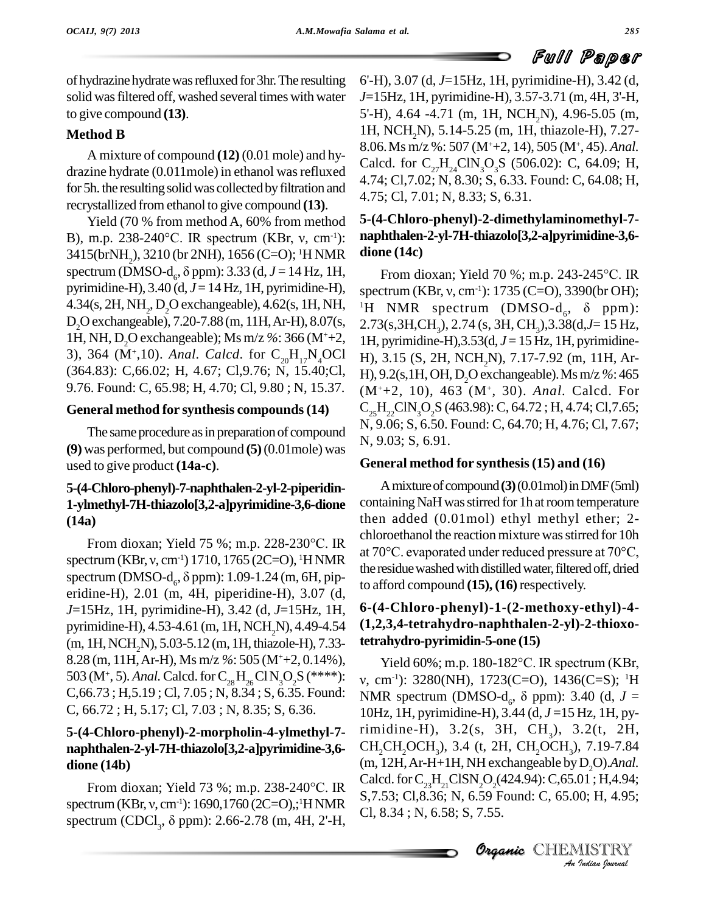of hydrazine hydrate was refluxed for 3hr. The resulting solid was filtered off, washed several times with water to give compound **(13)**.

**Method B**

A mixture of compound **(12)** (0.01 mole) and hydrazine hydrate (0.011mole) in ethanol was refluxed for 5h. the resulting solid was collected by filtration and recrystallized from ethanol to give compound **(13)**.

Yield (70 % from method A, 60% from method B), m.p. 238-240°C. IR spectrum (KBr, ν, $cm^{-1}$): 3415(br$NH_2$), 3210 (br 2NH), 1656 (C=O); $^1$H NMR spectrum (DMSO-$d_6$, δ ppm): 3.33 (d, $J$ = 14 Hz, 1H, pyrimidine-H), 3.40 (d, $J$ = 14 Hz, 1H, pyrimidine-H), 4.34(s, 2H, $NH_2$, $D_2O$ exchangeable), 4.62(s, 1H, NH, $D_2O$ exchangeable), 7.20-7.88 (m, 11H, Ar-H), 8.07(s, 1H, NH, $D_2O$ exchangeable); Ms m/z %: 366 ($M^+$+2, 3), 364 ($M^+$,10). *Anal. Calcd.* for $C_{20}H_{17}N_4OCl$ (364.83): C,66.02; H, 4.67; Cl,9.76; N, 15.40;Cl, 9.76. Found: C, 65.98; H, 4.70; Cl, 9.80 ; N, 15.37.

**General method for synthesis compounds (14)**

The same procedure as in preparation of compound **(9)** was performed, but compound **(5)** (0.01mole) was used to give product **(14a-c)**.

**5-(4-Chloro-phenyl)-7-naphthalen-2-yl-2-piperidin-1-ylmethyl-7H-thiazolo[3,2-a]pyrimidine-3,6-dione (14a)**

From dioxan; Yield 75 %; m.p. 228-230°C. IR spectrum (KBr, ν, $cm^{-1}$) 1710, 1765 (2C=O), $^1$H NMR spectrum (DMSO-$d_6$, δ ppm): 1.09-1.24 (m, 6H, piperidine-H), 2.01 (m, 4H, piperidine-H), 3.07 (d, $J$=15Hz, 1H, pyrimidine-H), 3.42 (d, $J$=15Hz, 1H, pyrimidine-H), 4.53-4.61 (m, 1H, $NCH_2N$), 4.49-4.54 (m, 1H, $NCH_2N$), 5.03-5.12 (m, 1H, thiazole-H), 7.33-8.28 (m, 11H, Ar-H), Ms m/z %: 505 ($M^+$+2, 0.14%), 503 ($M^+$, 5). *Anal.* Calcd. for $C_{28}H_{26}ClN_3O_2S$ (****): C,66.73 ; H,5.19 ; Cl, 7.05 ; N, 8.34 ; S, 6.35. Found: C, 66.72 ; H, 5.17; Cl, 7.03 ; N, 8.35; S, 6.36.

**5-(4-Chloro-phenyl)-2-morpholin-4-ylmethyl-7-naphthalen-2-yl-7H-thiazolo[3,2-a]pyrimidine-3,6-dione (14b)**

From dioxan; Yield 73 %; m.p. 238-240°C. IR spectrum (KBr, ν, $cm^{-1}$): 1690,1760 (2C=O),;$^1$H NMR spectrum ($CDCl_3$, δ ppm): 2.66-2.78 (m, 4H, 2'-H, 6'-H), 3.07 (d, $J$=15Hz, 1H, pyrimidine-H), 3.42 (d, $J$=15Hz, 1H, pyrimidine-H), 3.57-3.71 (m, 4H, 3'-H, 5'-H), 4.64 -4.71 (m, 1H, $NCH_2N$), 4.96-5.05 (m, 1H, $NCH_2N$), 5.14-5.25 (m, 1H, thiazole-H), 7.27-8.06. Ms m/z %: 507 ($M^+$+2, 14), 505 ($M^+$, 45). *Anal.* Calcd. for $C_{27}H_{24}ClN_3O_3S$ (506.02): C, 64.09; H, 4.74; Cl,7.02; N, 8.30; S, 6.33. Found: C, 64.08; H, 4.75; Cl, 7.01; N, 8.33; S, 6.31.

**5-(4-Chloro-phenyl)-2-dimethylaminomethyl-7-naphthalen-2-yl-7H-thiazolo[3,2-a]pyrimidine-3,6-dione (14c)**

From dioxan; Yield 70 %; m.p. 243-245°C. IR spectrum (KBr, ν, $cm^{-1}$): 1735 (C=O), 3390(br OH); $^1$H NMR spectrum (DMSO-$d_6$, δ ppm): 2.73(s,3H,$CH_3$), 2.74 (s, 3H, $CH_3$),3.38(d,$J$= 15 Hz, 1H, pyrimidine-H),3.53(d, $J$ = 15 Hz, 1H, pyrimidine-H), 3.15 (S, 2H, $NCH_2N$), 7.17-7.92 (m, 11H, Ar-H), 9.2(s,1H, OH, $D_2O$ exchangeable). Ms m/z %: 465 ($M^+$+2, 10), 463 ($M^+$, 30). *Anal.* Calcd. For $C_{25}H_{22}ClN_3O_2S$ (463.98): C, 64.72 ; H, 4.74; Cl,7.65; N, 9.06; S, 6.50. Found: C, 64.70; H, 4.76; Cl, 7.67; N, 9.03; S, 6.91.

**General method for synthesis (15) and (16)**

A mixture of compound **(3)** (0.01mol) in DMF (5ml) containing NaH was stirred for 1h at room temperature then added (0.01mol) ethyl methyl ether; 2-chloroethanol the reaction mixture was stirred for 10h at 70°C. evaporated under reduced pressure at 70°C, the residue washed with distilled water, filtered off, dried to afford compound **(15), (16)** respectively.

**6-(4-Chloro-phenyl)-1-(2-methoxy-ethyl)-4-(1,2,3,4-tetrahydro-naphthalen-2-yl)-2-thioxo-tetrahydro-pyrimidin-5-one (15)**

Yield 60%; m.p. 180-182°C. IR spectrum (KBr, ν, $cm^{-1}$): 3280(NH), 1723(C=O), 1436(C=S); $^1$H NMR spectrum (DMSO-$d_6$, δ ppm): 3.40 (d, $J$ = 10Hz, 1H, pyrimidine-H), 3.44 (d, $J$ =15 Hz, 1H, pyrimidine-H), 3.2(s, 3H, $CH_3$), 3.2(t, 2H, $CH_2CH_2OCH_3$), 3.4 (t, 2H, $CH_2OCH_3$), 7.19-7.84 (m, 12H, Ar-H+1H, NH exchangeable by $D_2O$).*Anal.* Calcd. for $C_{23}H_{21}ClSN_2O_2$(424.94): C,65.01 ; H,4.94; S,7.53; Cl,8.36; N, 6.59 Found: C, 65.00; H, 4.95; Cl, 8.34 ; N, 6.58; S, 7.55.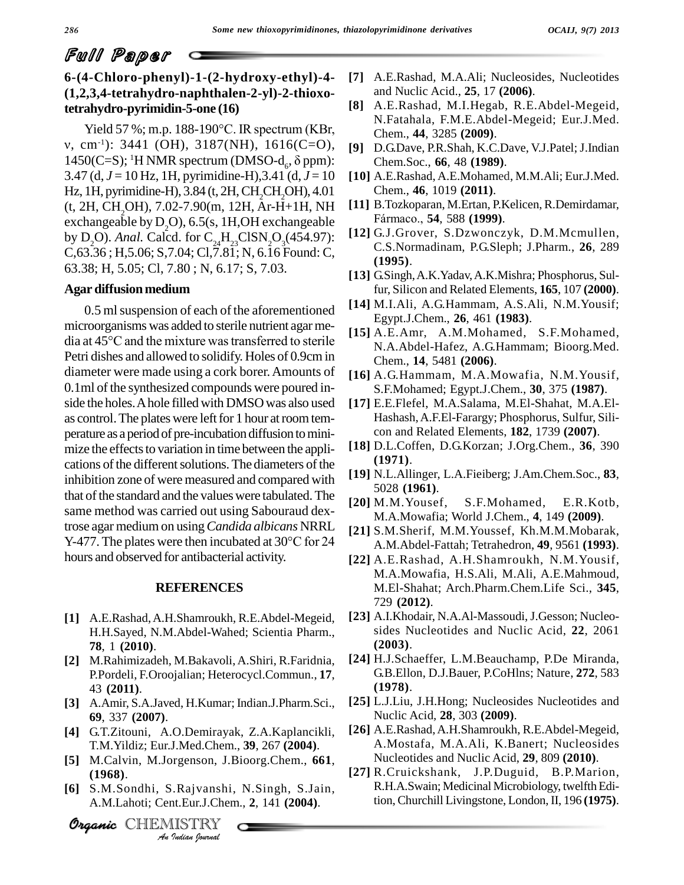## Full Paper

### 6-(4-Chloro-phenyl)-1-(2-hydroxy-ethyl)-4-(1,2,3,4-tetrahydro-naphthalen-2-yl)-2-thioxo-tetrahydro-pyrimidin-5-one (16)

Yield 57 %; m.p. 188-190°C. IR spectrum (KBr, ν, $cm^{-1}$): 3441 (OH), 3187(NH), 1616(C=O), 1450(C=S); $^1$H NMR spectrum (DMSO-$d_6$, δ ppm): 3.47 (d, $J$ = 10 Hz, 1H, pyrimidine-H),3.41 (d, $J$ = 10 Hz, 1H, pyrimidine-H), 3.84 (t, 2H, $CH_2CH_2OH$), 4.01 (t, 2H, $CH_2OH$), 7.02-7.90(m, 12H, Ar-H+1H, NH exchangeable by $D_2O$), 6.5(s, 1H,OH exchangeable by $D_2O$). *Anal.* Calcd. for $C_{24}H_{23}ClSN_2O_3$(454.97): C,63.36 ; H,5.06; S,7.04; Cl,7.81; N, 6.16 Found: C, 63.38; H, 5.05; Cl, 7.80 ; N, 6.17; S, 7.03.

### Agar diffusion medium

0.5 ml suspension of each of the aforementioned microorganisms was added to sterile nutrient agar media at 45°C and the mixture was transferred to sterile Petri dishes and allowed to solidify. Holes of 0.9cm in diameter were made using a cork borer. Amounts of 0.1ml of the synthesized compounds were poured inside the holes. A hole filled with DMSO was also used as control. The plates were left for 1 hour at room temperature as a period of pre-incubation diffusion to minimize the effects to variation in time between the applications of the different solutions. The diameters of the inhibition zone of were measured and compared with that of the standard and the values were tabulated. The same method was carried out using Sabouraud dextrose agar medium on using *Candida albicans* NRRL Y-477. The plates were then incubated at 30°C for 24 hours and observed for antibacterial activity.

## REFERENCES

[1] A.E.Rashad, A.H.Shamroukh, R.E.Abdel-Megeid, H.H.Sayed, N.M.Abdel-Wahed; Scientia Pharm., **78**, 1 **(2010)**.

[2] M.Rahimizadeh, M.Bakavoli, A.Shiri, R.Faridnia, P.Pordeli, F.Oroojalian; Heterocycl.Commun., **17**, 43 **(2011)**.

[3] A.Amir, S.A.Javed, H.Kumar; Indian.J.Pharm.Sci., **69**, 337 **(2007)**.

[4] G.T.Zitouni, A.O.Demirayak, Z.A.Kaplancikli, T.M.Yildiz; Eur.J.Med.Chem., **39**, 267 **(2004)**.

[5] M.Calvin, M.Jorgenson, J.Bioorg.Chem., **661**, **(1968)**.

[6] S.M.Sondhi, S.Rajvanshi, N.Singh, S.Jain, A.M.Lahoti; Cent.Eur.J.Chem., **2**, 141 **(2004)**.

[7] A.E.Rashad, M.A.Ali; Nucleosides, Nucleotides and Nuclic Acid., **25**, 17 **(2006)**.

[8] A.E.Rashad, M.I.Hegab, R.E.Abdel-Megeid, N.Fatahala, F.M.E.Abdel-Megeid; Eur.J.Med. Chem., **44**, 3285 **(2009)**.

[9] D.G.Dave, P.R.Shah, K.C.Dave, V.J.Patel; J.Indian Chem.Soc., **66**, 48 **(1989)**.

[10] A.E.Rashad, A.E.Mohamed, M.M.Ali; Eur.J.Med. Chem., **46**, 1019 **(2011)**.

[11] B.Tozkoparan, M.Ertan, P.Kelicen, R.Demirdamar, Fármaco., **54**, 588 **(1999)**.

[12] G.J.Grover, S.Dzwonczyk, D.M.Mcmullen, C.S.Normadinam, P.G.Sleph; J.Pharm., **26**, 289 **(1995)**.

[13] G.Singh, A.K.Yadav, A.K.Mishra; Phosphorus, Sulfur, Silicon and Related Elements, **165**, 107 **(2000)**.

[14] M.I.Ali, A.G.Hammam, A.S.Ali, N.M.Yousif; Egypt.J.Chem., **26**, 461 **(1983)**.

[15] A.E.Amr, A.M.Mohamed, S.F.Mohamed, N.A.Abdel-Hafez, A.G.Hammam; Bioorg.Med. Chem., **14**, 5481 **(2006)**.

[16] A.G.Hammam, M.A.Mowafia, N.M.Yousif, S.F.Mohamed; Egypt.J.Chem., **30**, 375 **(1987)**.

[17] E.E.Flefel, M.A.Salama, M.El-Shahat, M.A.El-Hashash, A.F.El-Farargy; Phosphorus, Sulfur, Silicon and Related Elements, **182**, 1739 **(2007)**.

[18] D.L.Coffen, D.G.Korzan; J.Org.Chem., **36**, 390 **(1971)**.

[19] N.L.Allinger, L.A.Fieiberg; J.Am.Chem.Soc., **83**, 5028 **(1961)**.

[20] M.M.Yousef, S.F.Mohamed, E.R.Kotb, M.A.Mowafia; World J.Chem., **4**, 149 **(2009)**.

[21] S.M.Sherif, M.M.Youssef, Kh.M.M.Mobarak, A.M.Abdel-Fattah; Tetrahedron, **49**, 9561 **(1993)**.

[22] A.E.Rashad, A.H.Shamroukh, N.M.Yousif, M.A.Mowafia, H.S.Ali, M.Ali, A.E.Mahmoud, M.El-Shahat; Arch.Pharm.Chem.Life Sci., **345**, 729 **(2012)**.

[23] A.I.Khodair, N.A.Al-Massoudi, J.Gesson; Nucleosides Nucleotides and Nuclic Acid, **22**, 2061 **(2003)**.

[24] H.J.Schaeffer, L.M.Beauchamp, P.De Miranda, G.B.Ellon, D.J.Bauer, P.CoHlns; Nature, **272**, 583 **(1978)**.

[25] L.J.Liu, J.H.Hong; Nucleosides Nucleotides and Nuclic Acid, **28**, 303 **(2009)**.

[26] A.E.Rashad, A.H.Shamroukh, R.E.Abdel-Megeid, A.Mostafa, M.A.Ali, K.Banert; Nucleosides Nucleotides and Nuclic Acid, **29**, 809 **(2010)**.

[27] R.Cruickshank, J.P.Duguid, B.P.Marion, R.H.A.Swain; Medicinal Microbiology, twelfth Edition, Churchill Livingstone, London, II, 196 **(1975)**.